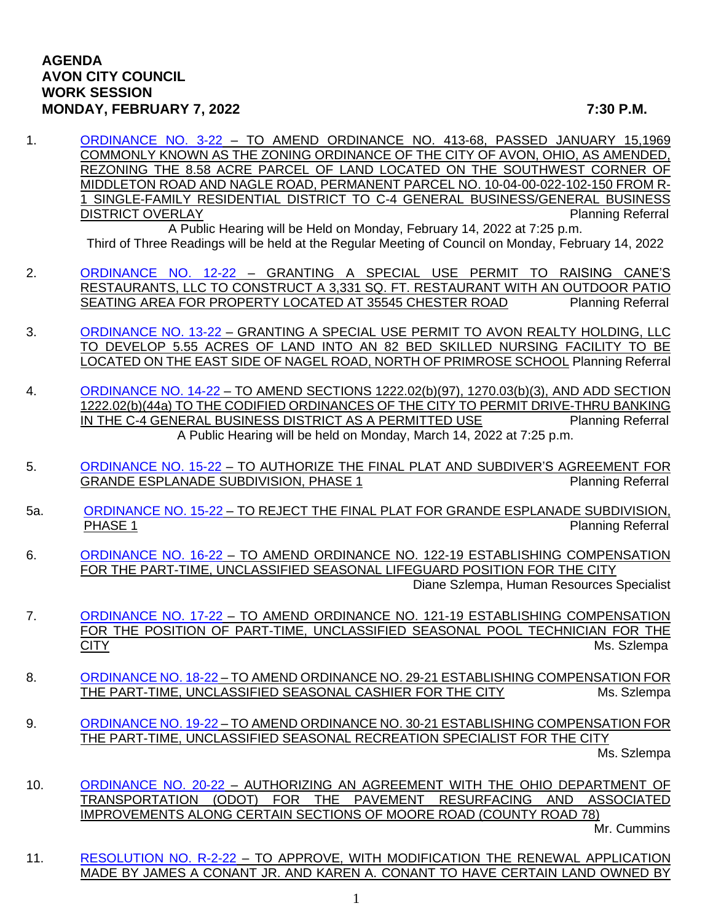**AGENDA**
**AVON CITY COUNCIL**
**WORK SESSION**
**MONDAY, FEBRUARY 7, 2022 7:30 P.M.**

1. ORDINANCE NO. 3-22 – TO AMEND ORDINANCE NO. 413-68, PASSED JANUARY 15,1969 COMMONLY KNOWN AS THE ZONING ORDINANCE OF THE CITY OF AVON, OHIO, AS AMENDED, REZONING THE 8.58 ACRE PARCEL OF LAND LOCATED ON THE SOUTHWEST CORNER OF MIDDLETON ROAD AND NAGLE ROAD, PERMANENT PARCEL NO. 10-04-00-022-102-150 FROM R-1 SINGLE-FAMILY RESIDENTIAL DISTRICT TO C-4 GENERAL BUSINESS/GENERAL BUSINESS DISTRICT OVERLAY — Planning Referral

   A Public Hearing will be Held on Monday, February 14, 2022 at 7:25 p.m.
   Third of Three Readings will be held at the Regular Meeting of Council on Monday, February 14, 2022

2. ORDINANCE NO. 12-22 – GRANTING A SPECIAL USE PERMIT TO RAISING CANE'S RESTAURANTS, LLC TO CONSTRUCT A 3,331 SQ. FT. RESTAURANT WITH AN OUTDOOR PATIO SEATING AREA FOR PROPERTY LOCATED AT 35545 CHESTER ROAD — Planning Referral

3. ORDINANCE NO. 13-22 – GRANTING A SPECIAL USE PERMIT TO AVON REALTY HOLDING, LLC TO DEVELOP 5.55 ACRES OF LAND INTO AN 82 BED SKILLED NURSING FACILITY TO BE LOCATED ON THE EAST SIDE OF NAGEL ROAD, NORTH OF PRIMROSE SCHOOL — Planning Referral

4. ORDINANCE NO. 14-22 – TO AMEND SECTIONS 1222.02(b)(97), 1270.03(b)(3), AND ADD SECTION 1222.02(b)(44a) TO THE CODIFIED ORDINANCES OF THE CITY TO PERMIT DRIVE-THRU BANKING IN THE C-4 GENERAL BUSINESS DISTRICT AS A PERMITTED USE — Planning Referral

   A Public Hearing will be held on Monday, March 14, 2022 at 7:25 p.m.

5. ORDINANCE NO. 15-22 – TO AUTHORIZE THE FINAL PLAT AND SUBDIVER'S AGREEMENT FOR GRANDE ESPLANADE SUBDIVISION, PHASE 1 — Planning Referral

5a. ORDINANCE NO. 15-22 – TO REJECT THE FINAL PLAT FOR GRANDE ESPLANADE SUBDIVISION, PHASE 1 — Planning Referral

6. ORDINANCE NO. 16-22 – TO AMEND ORDINANCE NO. 122-19 ESTABLISHING COMPENSATION FOR THE PART-TIME, UNCLASSIFIED SEASONAL LIFEGUARD POSITION FOR THE CITY — Diane Szlempa, Human Resources Specialist

7. ORDINANCE NO. 17-22 – TO AMEND ORDINANCE NO. 121-19 ESTABLISHING COMPENSATION FOR THE POSITION OF PART-TIME, UNCLASSIFIED SEASONAL POOL TECHNICIAN FOR THE CITY — Ms. Szlempa

8. ORDINANCE NO. 18-22 – TO AMEND ORDINANCE NO. 29-21 ESTABLISHING COMPENSATION FOR THE PART-TIME, UNCLASSIFIED SEASONAL CASHIER FOR THE CITY — Ms. Szlempa

9. ORDINANCE NO. 19-22 – TO AMEND ORDINANCE NO. 30-21 ESTABLISHING COMPENSATION FOR THE PART-TIME, UNCLASSIFIED SEASONAL RECREATION SPECIALIST FOR THE CITY — Ms. Szlempa

10. ORDINANCE NO. 20-22 – AUTHORIZING AN AGREEMENT WITH THE OHIO DEPARTMENT OF TRANSPORTATION (ODOT) FOR THE PAVEMENT RESURFACING AND ASSOCIATED IMPROVEMENTS ALONG CERTAIN SECTIONS OF MOORE ROAD (COUNTY ROAD 78) — Mr. Cummins

11. RESOLUTION NO. R-2-22 – TO APPROVE, WITH MODIFICATION THE RENEWAL APPLICATION MADE BY JAMES A CONANT JR. AND KAREN A. CONANT TO HAVE CERTAIN LAND OWNED BY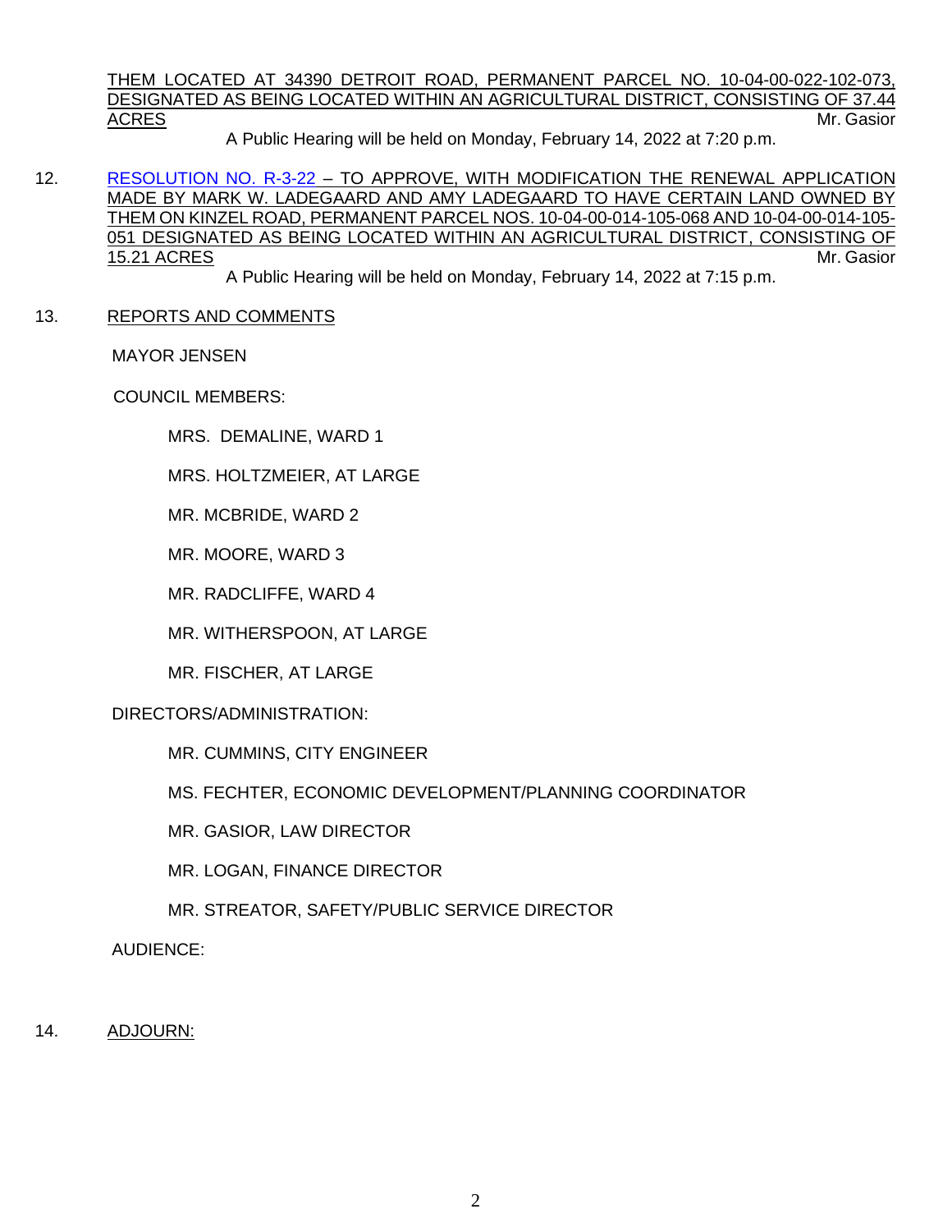THEM LOCATED AT 34390 DETROIT ROAD, PERMANENT PARCEL NO. 10-04-00-022-102-073, DESIGNATED AS BEING LOCATED WITHIN AN AGRICULTURAL DISTRICT, CONSISTING OF 37.44 ACRES Mr. Gasior

A Public Hearing will be held on Monday, February 14, 2022 at 7:20 p.m.

12. RESOLUTION NO. R-3-22 – TO APPROVE, WITH MODIFICATION THE RENEWAL APPLICATION MADE BY MARK W. LADEGAARD AND AMY LADEGAARD TO HAVE CERTAIN LAND OWNED BY THEM ON KINZEL ROAD, PERMANENT PARCEL NOS. 10-04-00-014-105-068 AND 10-04-00-014-105-051 DESIGNATED AS BEING LOCATED WITHIN AN AGRICULTURAL DISTRICT, CONSISTING OF 15.21 ACRES Mr. Gasior

A Public Hearing will be held on Monday, February 14, 2022 at 7:15 p.m.

13. REPORTS AND COMMENTS

MAYOR JENSEN

COUNCIL MEMBERS:

- MRS. DEMALINE, WARD 1
- MRS. HOLTZMEIER, AT LARGE
- MR. MCBRIDE, WARD 2
- MR. MOORE, WARD 3
- MR. RADCLIFFE, WARD 4
- MR. WITHERSPOON, AT LARGE
- MR. FISCHER, AT LARGE

DIRECTORS/ADMINISTRATION:

- MR. CUMMINS, CITY ENGINEER
- MS. FECHTER, ECONOMIC DEVELOPMENT/PLANNING COORDINATOR
- MR. GASIOR, LAW DIRECTOR
- MR. LOGAN, FINANCE DIRECTOR
- MR. STREATOR, SAFETY/PUBLIC SERVICE DIRECTOR

AUDIENCE:

14. ADJOURN: